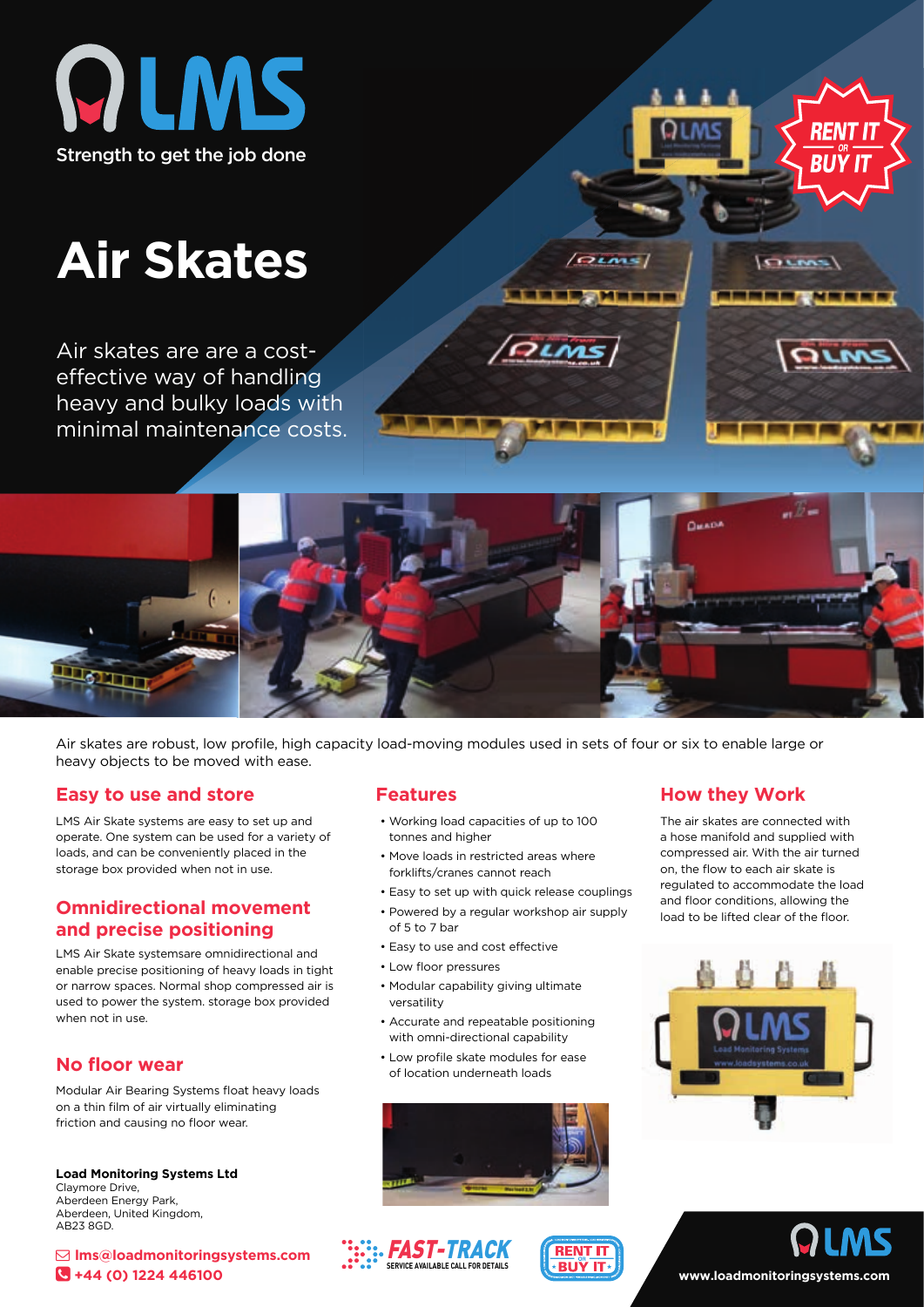# LMS

Strength to get the job done

# Air Skates

Air skates are are a cost-effective way of handling heavy and bulky loads with minimal maintenance costs.

RENT IT OR BUY IT

Air skates are robust, low profile, high capacity load-moving modules used in sets of four or six to enable large or heavy objects to be moved with ease.

## Easy to use and store

LMS Air Skate systems are easy to set up and operate. One system can be used for a variety of loads, and can be conveniently placed in the storage box provided when not in use.

## Omnidirectional movement and precise positioning

LMS Air Skate systemsare omnidirectional and enable precise positioning of heavy loads in tight or narrow spaces. Normal shop compressed air is used to power the system. storage box provided when not in use.

## No floor wear

Modular Air Bearing Systems float heavy loads on a thin film of air virtually eliminating friction and causing no floor wear.

## Features

- Working load capacities of up to 100 tonnes and higher
- Move loads in restricted areas where forklifts/cranes cannot reach
- Easy to set up with quick release couplings
- Powered by a regular workshop air supply of 5 to 7 bar
- Easy to use and cost effective
- Low floor pressures
- Modular capability giving ultimate versatility
- Accurate and repeatable positioning with omni-directional capability
- Low profile skate modules for ease of location underneath loads

## How they Work

The air skates are connected with a hose manifold and supplied with compressed air. With the air turned on, the flow to each air skate is regulated to accommodate the load and floor conditions, allowing the load to be lifted clear of the floor.

**Load Monitoring Systems Ltd**
Claymore Drive,
Aberdeen Energy Park,
Aberdeen, United Kingdom,
AB23 8GD.

lms@loadmonitoringsystems.com
+44 (0) 1224 446100

FAST-TRACK SERVICE AVAILABLE CALL FOR DETAILS

RENT IT OR BUY IT

LMS

www.loadmonitoringsystems.com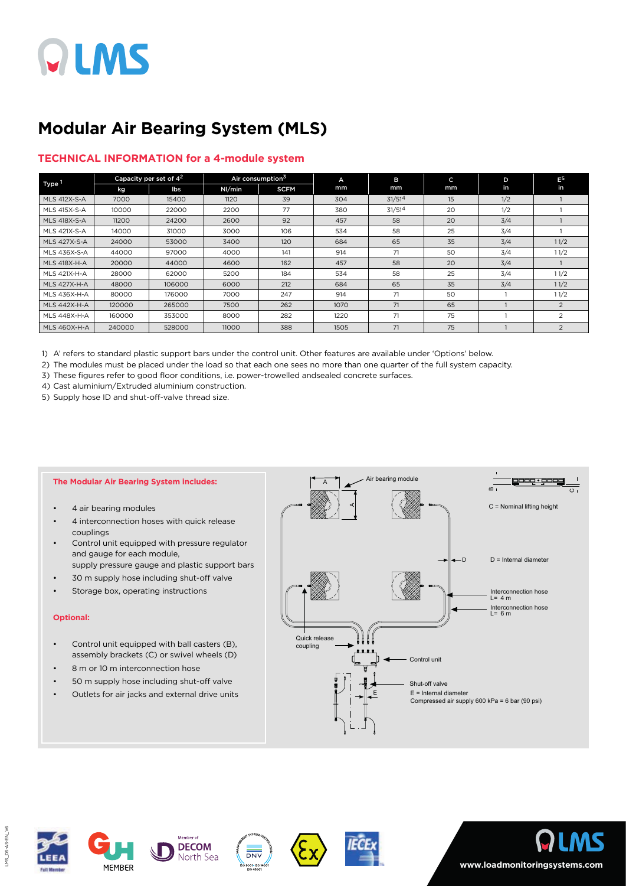# Modular Air Bearing System (MLS)

## TECHNICAL INFORMATION for a 4-module system

| Type [1] | Capacity per set of 4[2] | | Air consumption[3] | | A | B | C | D | E[5] |
|---|---|---|---|---|---|---|---|---|---|
| | kg | lbs | Nl/min | SCFM | mm | mm | mm | in | in |
| MLS 412X-S-A | 7000 | 15400 | 1120 | 39 | 304 | 31/51[4] | 15 | 1/2 | 1 |
| MLS 415X-S-A | 10000 | 22000 | 2200 | 77 | 380 | 31/51[4] | 20 | 1/2 | 1 |
| MLS 418X-S-A | 11200 | 24200 | 2600 | 92 | 457 | 58 | 20 | 3/4 | 1 |
| MLS 421X-S-A | 14000 | 31000 | 3000 | 106 | 534 | 58 | 25 | 3/4 | 1 |
| MLS 427X-S-A | 24000 | 53000 | 3400 | 120 | 684 | 65 | 35 | 3/4 | 1 1/2 |
| MLS 436X-S-A | 44000 | 97000 | 4000 | 141 | 914 | 71 | 50 | 3/4 | 1 1/2 |
| MLS 418X-H-A | 20000 | 44000 | 4600 | 162 | 457 | 58 | 20 | 3/4 | 1 |
| MLS 421X-H-A | 28000 | 62000 | 5200 | 184 | 534 | 58 | 25 | 3/4 | 1 1/2 |
| MLS 427X-H-A | 48000 | 106000 | 6000 | 212 | 684 | 65 | 35 | 3/4 | 1 1/2 |
| MLS 436X-H-A | 80000 | 176000 | 7000 | 247 | 914 | 71 | 50 | 1 | 1 1/2 |
| MLS 442X-H-A | 120000 | 265000 | 7500 | 262 | 1070 | 71 | 65 | 1 | 2 |
| MLS 448X-H-A | 160000 | 353000 | 8000 | 282 | 1220 | 71 | 75 | 1 | 2 |
| MLS 460X-H-A | 240000 | 528000 | 11000 | 388 | 1505 | 71 | 75 | 1 | 2 |

1) A' refers to standard plastic support bars under the control unit. Other features are available under 'Options' below.
2) The modules must be placed under the load so that each one sees no more than one quarter of the full system capacity.
3) These figures refer to good floor conditions, i.e. power-trowelled andsealed concrete surfaces.
4) Cast aluminium/Extruded aluminium construction.
5) Supply hose ID and shut-off-valve thread size.

**The Modular Air Bearing System includes:**

- 4 air bearing modules
- 4 interconnection hoses with quick release couplings
- Control unit equipped with pressure regulator and gauge for each module, supply pressure gauge and plastic support bars
- 30 m supply hose including shut-off valve
- Storage box, operating instructions

**Optional:**

- Control unit equipped with ball casters (B), assembly brackets (C) or swivel wheels (D)
- 8 m or 10 m interconnection hose
- 50 m supply hose including shut-off valve
- Outlets for air jacks and external drive units

Air bearing module

C = Nominal lifting height

D = Internal diameter

Interconnection hose L= 4 m

Interconnection hose L= 6 m

Quick release coupling

Control unit

Shut-off valve

E = Internal diameter

Compressed air supply 600 kPa = 6 bar (90 psi)

www.loadmonitoringsystems.com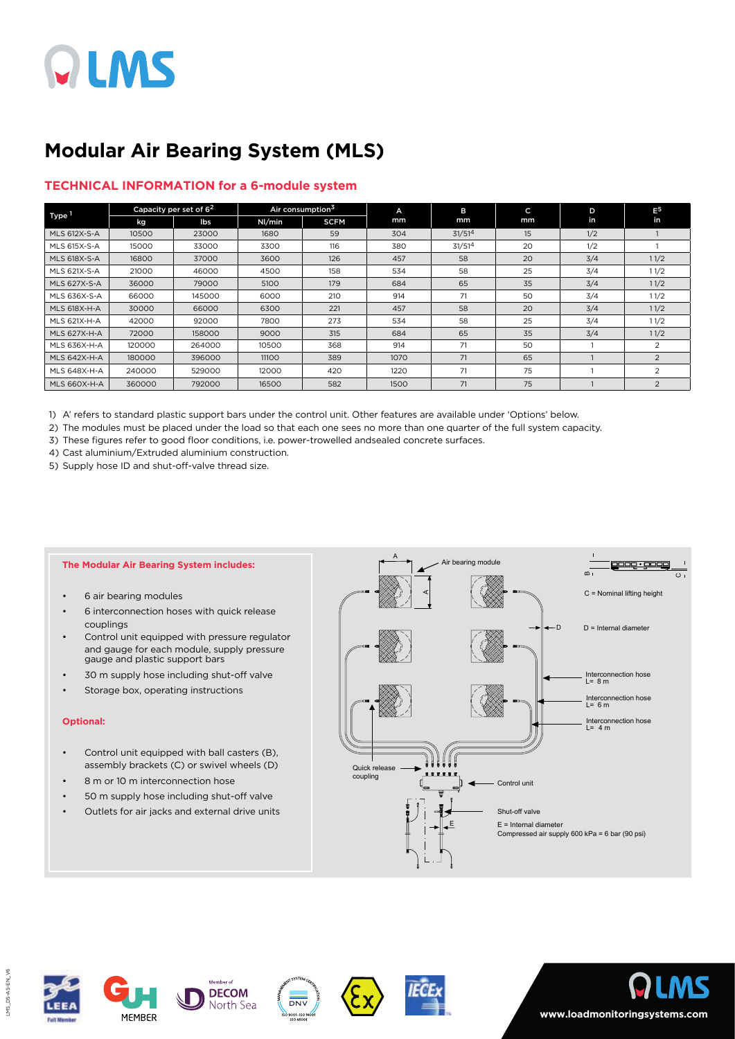# LMS

# Modular Air Bearing System (MLS)

## TECHNICAL INFORMATION for a 6-module system

| Type [1] | Capacity per set of 6[2] | | Air consumption[3] | | A | B | C | D | E[5] |
|---|---|---|---|---|---|---|---|---|---|
| | kg | lbs | Nl/min | SCFM | mm | mm | mm | in | in |
| MLS 612X-S-A | 10500 | 23000 | 1680 | 59 | 304 | 31/51[4] | 15 | 1/2 | 1 |
| MLS 615X-S-A | 15000 | 33000 | 3300 | 116 | 380 | 31/51[4] | 20 | 1/2 | 1 |
| MLS 618X-S-A | 16800 | 37000 | 3600 | 126 | 457 | 58 | 20 | 3/4 | 1 1/2 |
| MLS 621X-S-A | 21000 | 46000 | 4500 | 158 | 534 | 58 | 25 | 3/4 | 1 1/2 |
| MLS 627X-S-A | 36000 | 79000 | 5100 | 179 | 684 | 65 | 35 | 3/4 | 1 1/2 |
| MLS 636X-S-A | 66000 | 145000 | 6000 | 210 | 914 | 71 | 50 | 3/4 | 1 1/2 |
| MLS 618X-H-A | 30000 | 66000 | 6300 | 221 | 457 | 58 | 20 | 3/4 | 1 1/2 |
| MLS 621X-H-A | 42000 | 92000 | 7800 | 273 | 534 | 58 | 25 | 3/4 | 1 1/2 |
| MLS 627X-H-A | 72000 | 158000 | 9000 | 315 | 684 | 65 | 35 | 3/4 | 1 1/2 |
| MLS 636X-H-A | 120000 | 264000 | 10500 | 368 | 914 | 71 | 50 | 1 | 2 |
| MLS 642X-H-A | 180000 | 396000 | 11100 | 389 | 1070 | 71 | 65 | 1 | 2 |
| MLS 648X-H-A | 240000 | 529000 | 12000 | 420 | 1220 | 71 | 75 | 1 | 2 |
| MLS 660X-H-A | 360000 | 792000 | 16500 | 582 | 1500 | 71 | 75 | 1 | 2 |

1) A' refers to standard plastic support bars under the control unit. Other features are available under 'Options' below.
2) The modules must be placed under the load so that each one sees no more than one quarter of the full system capacity.
3) These figures refer to good floor conditions, i.e. power-trowelled andsealed concrete surfaces.
4) Cast aluminium/Extruded aluminium construction.
5) Supply hose ID and shut-off-valve thread size.

**The Modular Air Bearing System includes:**

- 6 air bearing modules
- 6 interconnection hoses with quick release couplings
- Control unit equipped with pressure regulator and gauge for each module, supply pressure gauge and plastic support bars
- 30 m supply hose including shut-off valve
- Storage box, operating instructions

**Optional:**

- Control unit equipped with ball casters (B), assembly brackets (C) or swivel wheels (D)
- 8 m or 10 m interconnection hose
- 50 m supply hose including shut-off valve
- Outlets for air jacks and external drive units

A
Air bearing module
B
C
C = Nominal lifting height
D
D = Internal diameter
Interconnection hose L= 8 m
Interconnection hose L= 6 m
Interconnection hose L= 4 m
Quick release coupling
Control unit
Shut-off valve
E
E = Internal diameter
Compressed air supply 600 kPa = 6 bar (90 psi)

LEEA Full Member
GUH MEMBER
Member of DECOM North Sea
DNV ISO 9001 - ISO 14001 ISO 45001
IECEx

www.loadmonitoringsystems.com